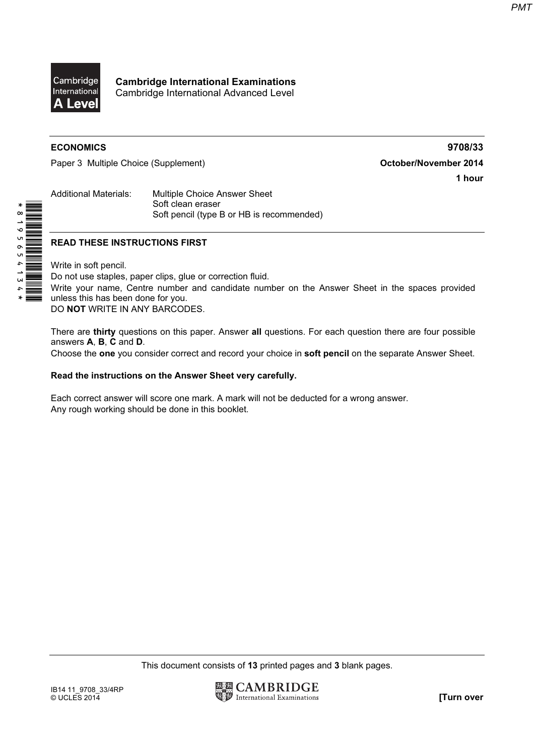**Cambridge International Examinations**
Cambridge International Advanced Level

**ECONOMICS** **9708/33**

Paper 3 Multiple Choice (Supplement) **October/November 2014**

**1 hour**

Additional Materials: Multiple Choice Answer Sheet
Soft clean eraser
Soft pencil (type B or HB is recommended)

**READ THESE INSTRUCTIONS FIRST**

Write in soft pencil.
Do not use staples, paper clips, glue or correction fluid.
Write your name, Centre number and candidate number on the Answer Sheet in the spaces provided unless this has been done for you.
DO **NOT** WRITE IN ANY BARCODES.

There are **thirty** questions on this paper. Answer **all** questions. For each question there are four possible answers **A**, **B**, **C** and **D**.
Choose the **one** you consider correct and record your choice in **soft pencil** on the separate Answer Sheet.

**Read the instructions on the Answer Sheet very carefully.**

Each correct answer will score one mark. A mark will not be deducted for a wrong answer.
Any rough working should be done in this booklet.

This document consists of **13** printed pages and **3** blank pages.

IB14 11_9708_33/4RP
© UCLES 2014 **[Turn over**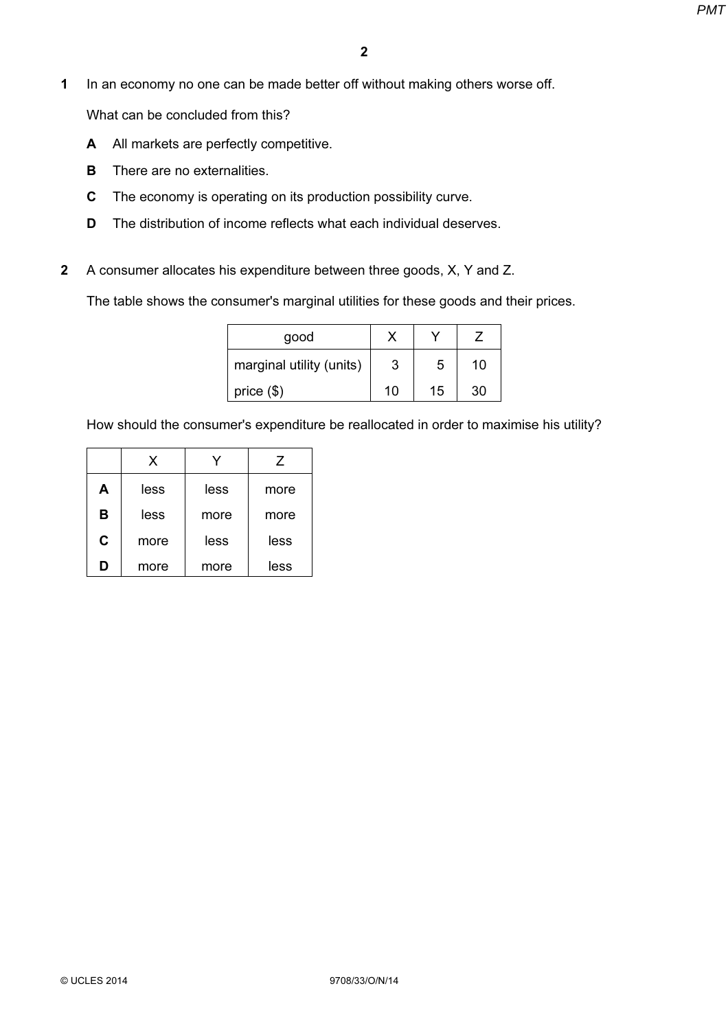1 In an economy no one can be made better off without making others worse off.

What can be concluded from this?

**A** All markets are perfectly competitive.

**B** There are no externalities.

**C** The economy is operating on its production possibility curve.

**D** The distribution of income reflects what each individual deserves.

2 A consumer allocates his expenditure between three goods, X, Y and Z.

The table shows the consumer's marginal utilities for these goods and their prices.

| good | X | Y | Z |
|---|---|---|---|
| marginal utility (units) | 3 | 5 | 10 |
| price ($) | 10 | 15 | 30 |

How should the consumer's expenditure be reallocated in order to maximise his utility?

| | X | Y | Z |
|---|---|---|---|
| **A** | less | less | more |
| **B** | less | more | more |
| **C** | more | less | less |
| **D** | more | more | less |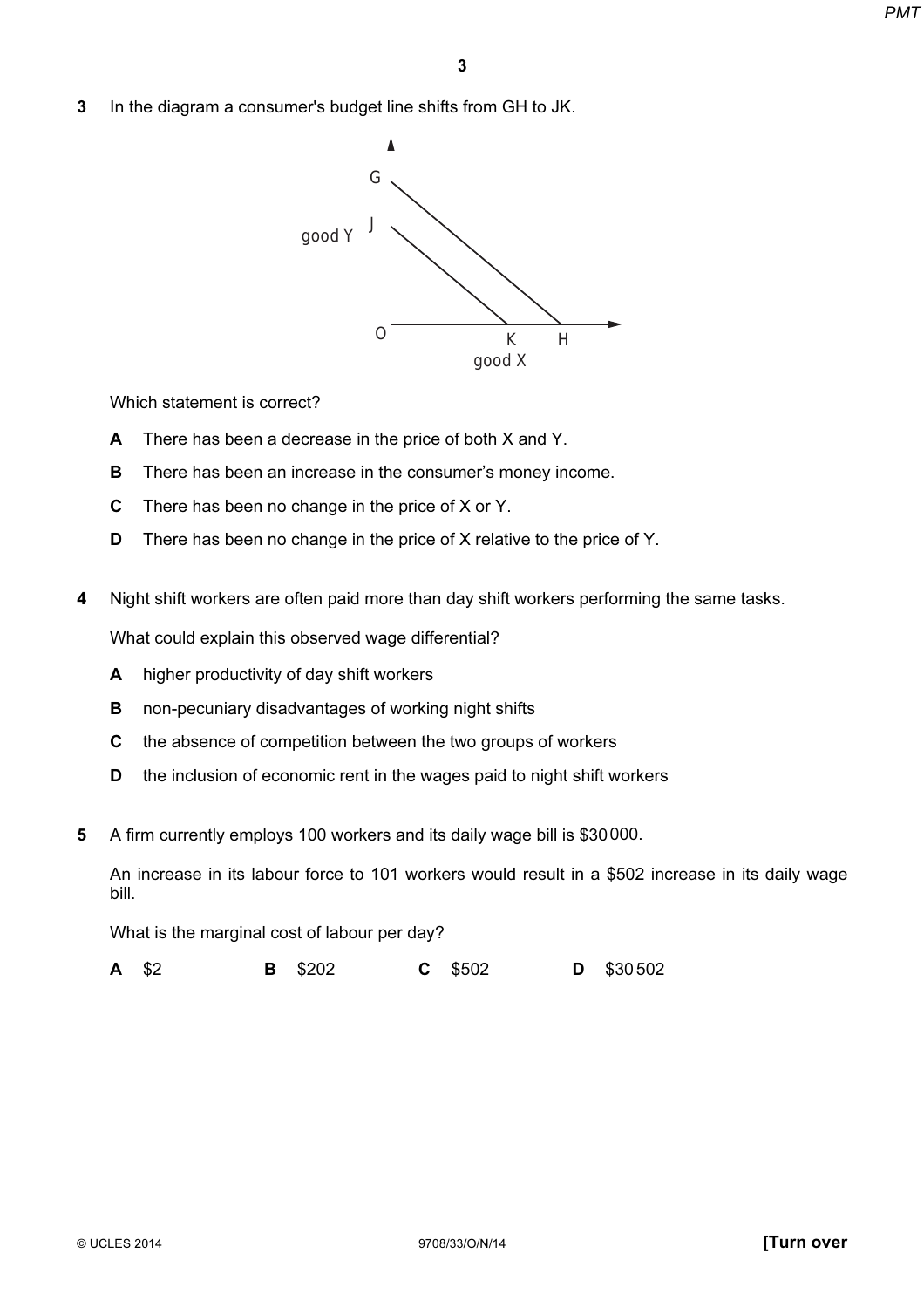**3** In the diagram a consumer's budget line shifts from GH to JK.

Which statement is correct?

**A** There has been a decrease in the price of both X and Y.

**B** There has been an increase in the consumer's money income.

**C** There has been no change in the price of X or Y.

**D** There has been no change in the price of X relative to the price of Y.

**4** Night shift workers are often paid more than day shift workers performing the same tasks.

What could explain this observed wage differential?

**A** higher productivity of day shift workers

**B** non-pecuniary disadvantages of working night shifts

**C** the absence of competition between the two groups of workers

**D** the inclusion of economic rent in the wages paid to night shift workers

**5** A firm currently employs 100 workers and its daily wage bill is $30 000.

An increase in its labour force to 101 workers would result in a $502 increase in its daily wage bill.

What is the marginal cost of labour per day?

**A** $2 **B** $202 **C** $502 **D** $30 502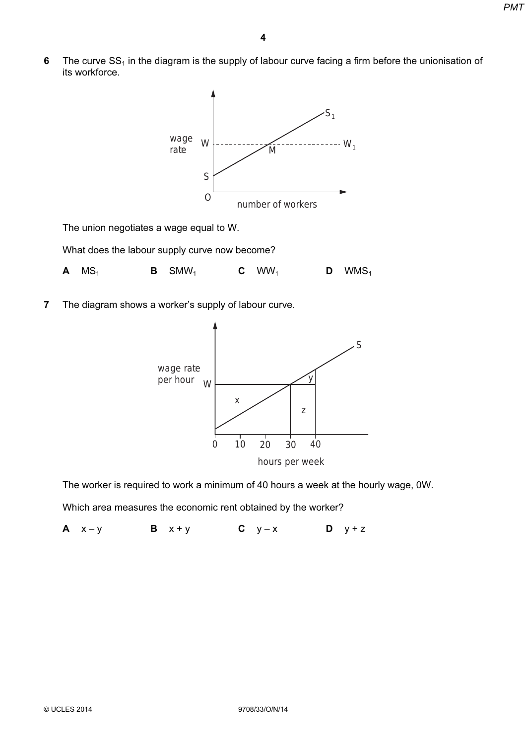**6** The curve $SS_1$ in the diagram is the supply of labour curve facing a firm before the unionisation of its workforce.

The union negotiates a wage equal to W.

What does the labour supply curve now become?

**A** $MS_1$ **B** $SMW_1$ **C** $WW_1$ **D** $WMS_1$

**7** The diagram shows a worker's supply of labour curve.

The worker is required to work a minimum of 40 hours a week at the hourly wage, 0W.

Which area measures the economic rent obtained by the worker?

**A** x – y **B** x + y **C** y – x **D** y + z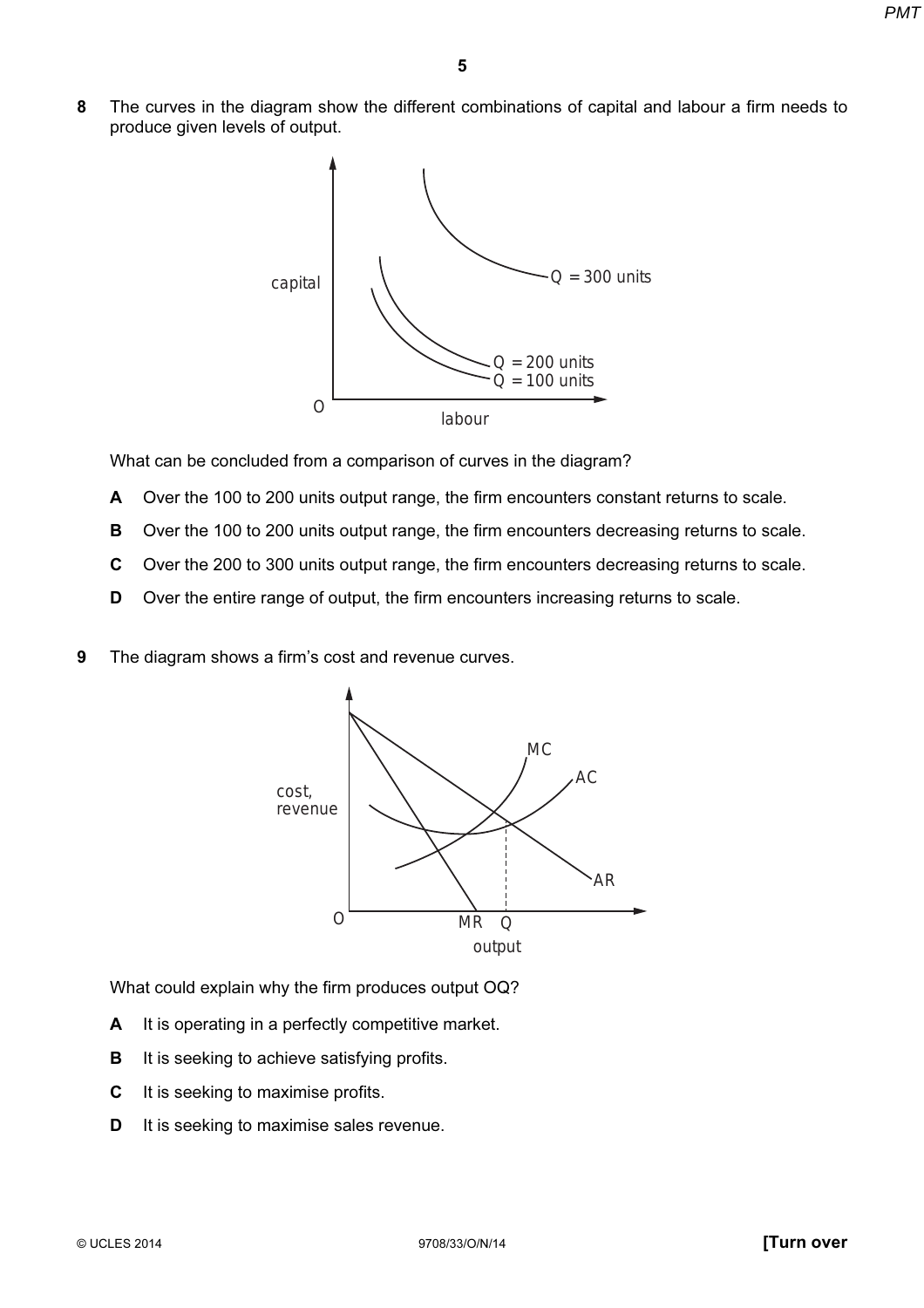8 The curves in the diagram show the different combinations of capital and labour a firm needs to produce given levels of output.

What can be concluded from a comparison of curves in the diagram?

**A** Over the 100 to 200 units output range, the firm encounters constant returns to scale.

**B** Over the 100 to 200 units output range, the firm encounters decreasing returns to scale.

**C** Over the 200 to 300 units output range, the firm encounters decreasing returns to scale.

**D** Over the entire range of output, the firm encounters increasing returns to scale.

9 The diagram shows a firm's cost and revenue curves.

What could explain why the firm produces output OQ?

**A** It is operating in a perfectly competitive market.

**B** It is seeking to achieve satisfying profits.

**C** It is seeking to maximise profits.

**D** It is seeking to maximise sales revenue.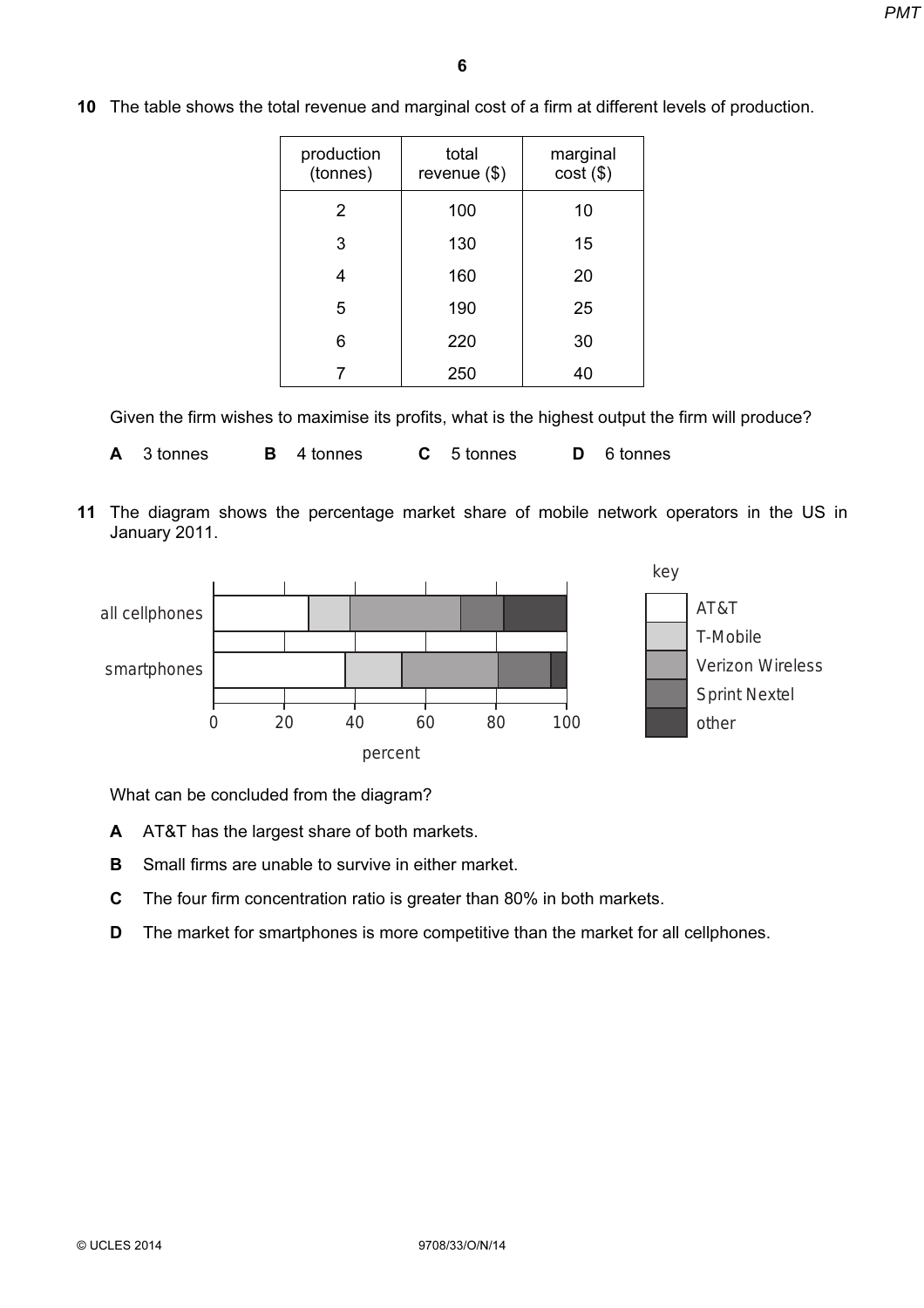**10** The table shows the total revenue and marginal cost of a firm at different levels of production.

| production (tonnes) | total revenue ($) | marginal cost ($) |
|---|---|---|
| 2 | 100 | 10 |
| 3 | 130 | 15 |
| 4 | 160 | 20 |
| 5 | 190 | 25 |
| 6 | 220 | 30 |
| 7 | 250 | 40 |

Given the firm wishes to maximise its profits, what is the highest output the firm will produce?

**A** 3 tonnes **B** 4 tonnes **C** 5 tonnes **D** 6 tonnes

**11** The diagram shows the percentage market share of mobile network operators in the US in January 2011.

What can be concluded from the diagram?

**A** AT&T has the largest share of both markets.

**B** Small firms are unable to survive in either market.

**C** The four firm concentration ratio is greater than 80% in both markets.

**D** The market for smartphones is more competitive than the market for all cellphones.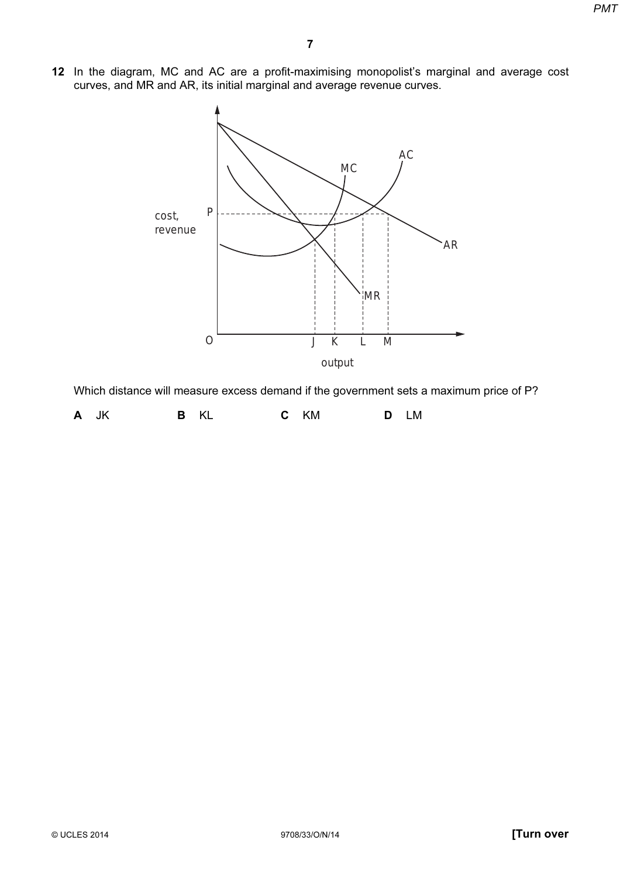**12** In the diagram, MC and AC are a profit-maximising monopolist's marginal and average cost curves, and MR and AR, its initial marginal and average revenue curves.

Which distance will measure excess demand if the government sets a maximum price of P?

**A** JK **B** KL **C** KM **D** LM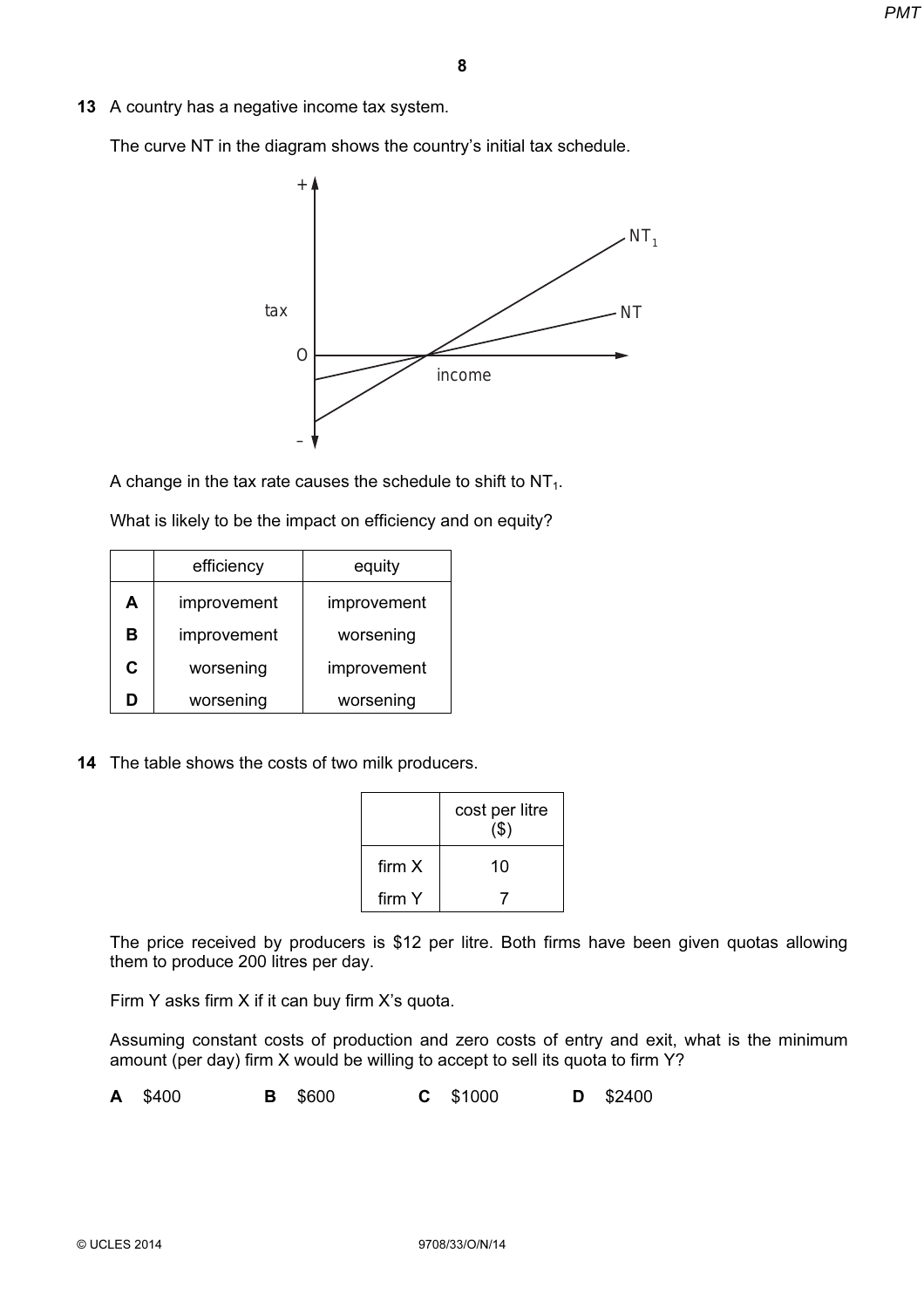**13** A country has a negative income tax system.

The curve NT in the diagram shows the country's initial tax schedule.

A change in the tax rate causes the schedule to shift to $NT_1$.

What is likely to be the impact on efficiency and on equity?

| | efficiency | equity |
|---|---|---|
| **A** | improvement | improvement |
| **B** | improvement | worsening |
| **C** | worsening | improvement |
| **D** | worsening | worsening |

**14** The table shows the costs of two milk producers.

| | cost per litre ($) |
|---|---|
| firm X | 10 |
| firm Y | 7 |

The price received by producers is $12 per litre. Both firms have been given quotas allowing them to produce 200 litres per day.

Firm Y asks firm X if it can buy firm X's quota.

Assuming constant costs of production and zero costs of entry and exit, what is the minimum amount (per day) firm X would be willing to accept to sell its quota to firm Y?

**A** $400 **B** $600 **C** $1000 **D** $2400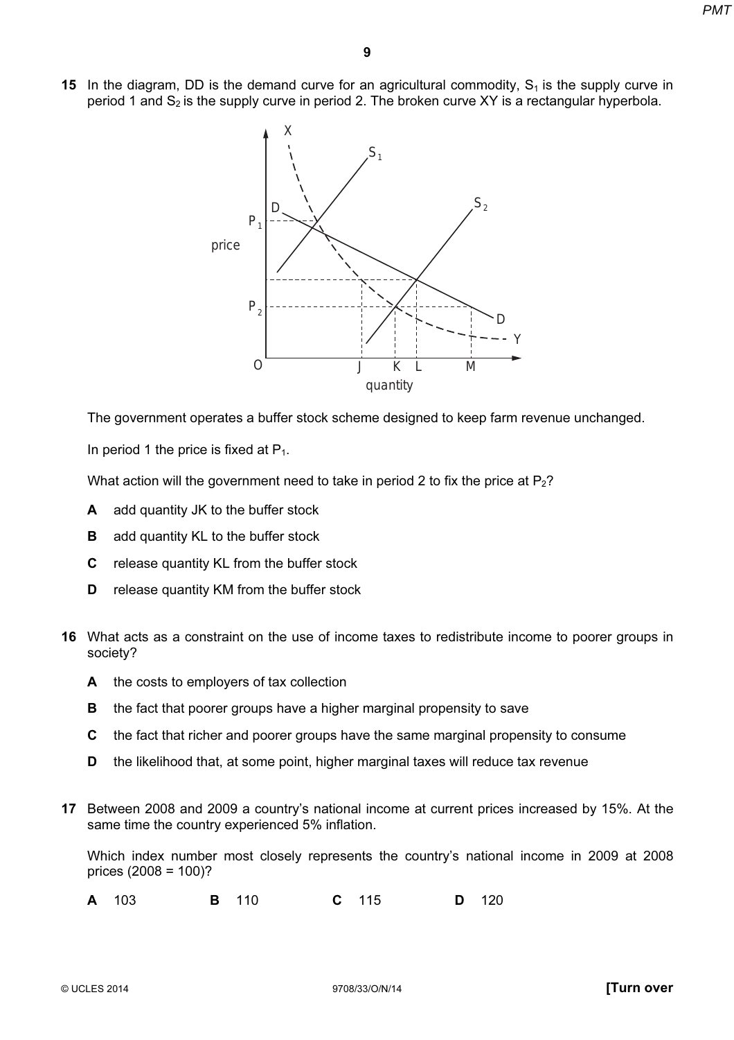**15** In the diagram, DD is the demand curve for an agricultural commodity, $S_1$ is the supply curve in period 1 and $S_2$ is the supply curve in period 2. The broken curve XY is a rectangular hyperbola.

The government operates a buffer stock scheme designed to keep farm revenue unchanged.

In period 1 the price is fixed at $P_1$.

What action will the government need to take in period 2 to fix the price at $P_2$?

**A** add quantity JK to the buffer stock

**B** add quantity KL to the buffer stock

**C** release quantity KL from the buffer stock

**D** release quantity KM from the buffer stock

**16** What acts as a constraint on the use of income taxes to redistribute income to poorer groups in society?

**A** the costs to employers of tax collection

**B** the fact that poorer groups have a higher marginal propensity to save

**C** the fact that richer and poorer groups have the same marginal propensity to consume

**D** the likelihood that, at some point, higher marginal taxes will reduce tax revenue

**17** Between 2008 and 2009 a country's national income at current prices increased by 15%. At the same time the country experienced 5% inflation.

Which index number most closely represents the country's national income in 2009 at 2008 prices (2008 = 100)?

**A** 103 **B** 110 **C** 115 **D** 120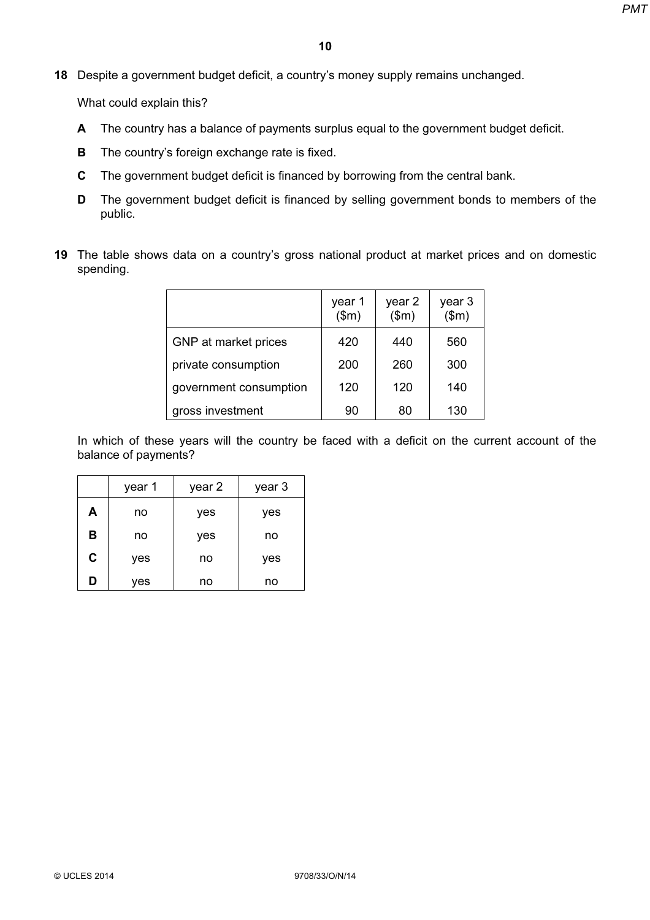**18** Despite a government budget deficit, a country's money supply remains unchanged.

What could explain this?

**A** The country has a balance of payments surplus equal to the government budget deficit.

**B** The country's foreign exchange rate is fixed.

**C** The government budget deficit is financed by borrowing from the central bank.

**D** The government budget deficit is financed by selling government bonds to members of the public.

**19** The table shows data on a country's gross national product at market prices and on domestic spending.

| | year 1 ($m) | year 2 ($m) | year 3 ($m) |
|---|---|---|---|
| GNP at market prices | 420 | 440 | 560 |
| private consumption | 200 | 260 | 300 |
| government consumption | 120 | 120 | 140 |
| gross investment | 90 | 80 | 130 |

In which of these years will the country be faced with a deficit on the current account of the balance of payments?

| | year 1 | year 2 | year 3 |
|---|---|---|---|
| **A** | no | yes | yes |
| **B** | no | yes | no |
| **C** | yes | no | yes |
| **D** | yes | no | no |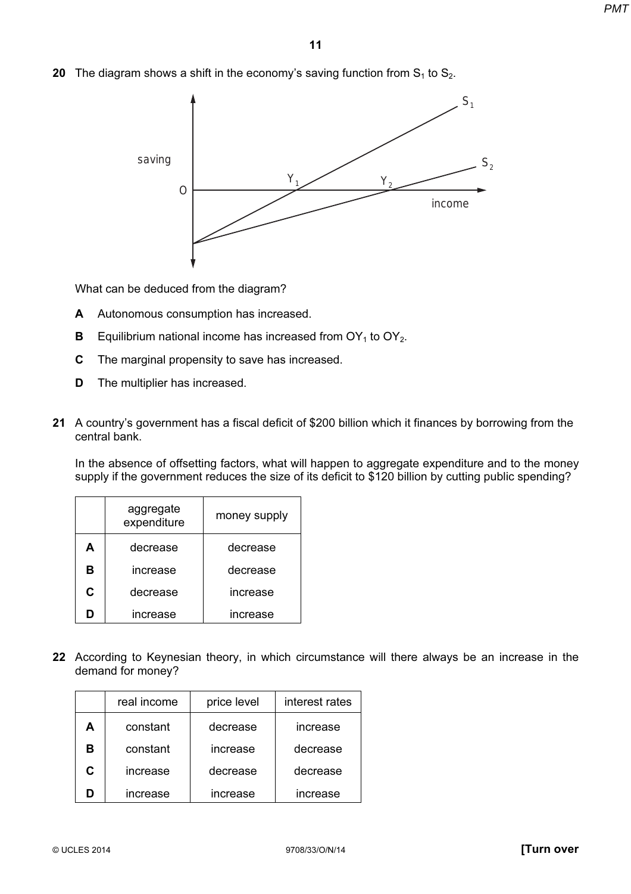**20** The diagram shows a shift in the economy's saving function from $S_1$ to $S_2$.

What can be deduced from the diagram?

**A** Autonomous consumption has increased.

**B** Equilibrium national income has increased from $OY_1$ to $OY_2$.

**C** The marginal propensity to save has increased.

**D** The multiplier has increased.

**21** A country's government has a fiscal deficit of $200 billion which it finances by borrowing from the central bank.

In the absence of offsetting factors, what will happen to aggregate expenditure and to the money supply if the government reduces the size of its deficit to $120 billion by cutting public spending?

| | aggregate expenditure | money supply |
|---|---|---|
| **A** | decrease | decrease |
| **B** | increase | decrease |
| **C** | decrease | increase |
| **D** | increase | increase |

**22** According to Keynesian theory, in which circumstance will there always be an increase in the demand for money?

| | real income | price level | interest rates |
|---|---|---|---|
| **A** | constant | decrease | increase |
| **B** | constant | increase | decrease |
| **C** | increase | decrease | decrease |
| **D** | increase | increase | increase |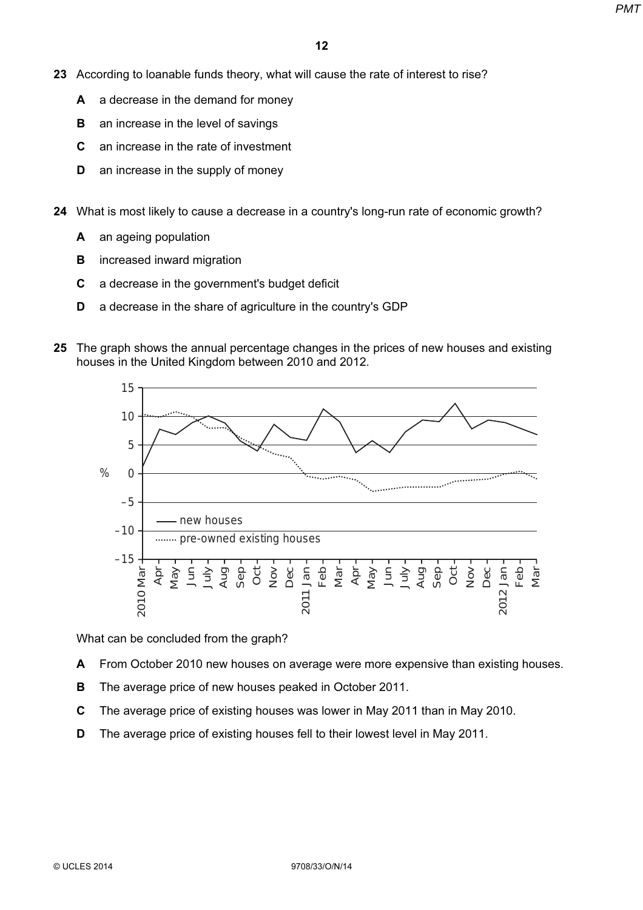**23** According to loanable funds theory, what will cause the rate of interest to rise?

**A** a decrease in the demand for money

**B** an increase in the level of savings

**C** an increase in the rate of investment

**D** an increase in the supply of money

**24** What is most likely to cause a decrease in a country's long-run rate of economic growth?

**A** an ageing population

**B** increased inward migration

**C** a decrease in the government's budget deficit

**D** a decrease in the share of agriculture in the country's GDP

**25** The graph shows the annual percentage changes in the prices of new houses and existing houses in the United Kingdom between 2010 and 2012.

What can be concluded from the graph?

**A** From October 2010 new houses on average were more expensive than existing houses.

**B** The average price of new houses peaked in October 2011.

**C** The average price of existing houses was lower in May 2011 than in May 2010.

**D** The average price of existing houses fell to their lowest level in May 2011.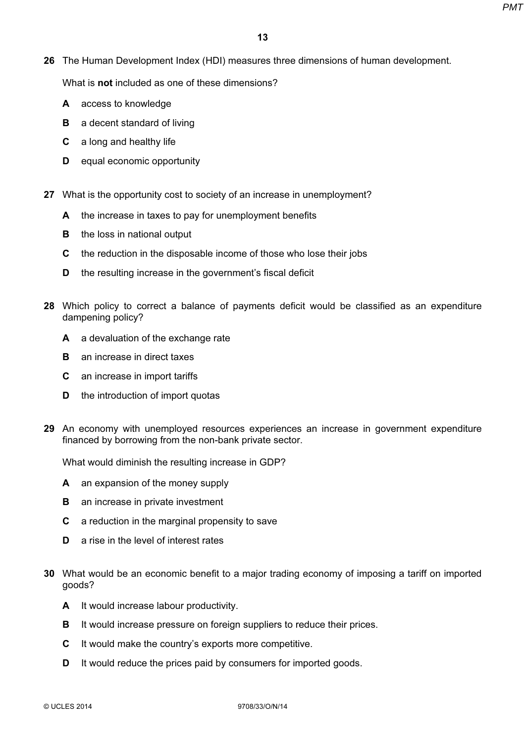**26** The Human Development Index (HDI) measures three dimensions of human development.

What is **not** included as one of these dimensions?

**A** access to knowledge

**B** a decent standard of living

**C** a long and healthy life

**D** equal economic opportunity

**27** What is the opportunity cost to society of an increase in unemployment?

**A** the increase in taxes to pay for unemployment benefits

**B** the loss in national output

**C** the reduction in the disposable income of those who lose their jobs

**D** the resulting increase in the government's fiscal deficit

**28** Which policy to correct a balance of payments deficit would be classified as an expenditure dampening policy?

**A** a devaluation of the exchange rate

**B** an increase in direct taxes

**C** an increase in import tariffs

**D** the introduction of import quotas

**29** An economy with unemployed resources experiences an increase in government expenditure financed by borrowing from the non-bank private sector.

What would diminish the resulting increase in GDP?

**A** an expansion of the money supply

**B** an increase in private investment

**C** a reduction in the marginal propensity to save

**D** a rise in the level of interest rates

**30** What would be an economic benefit to a major trading economy of imposing a tariff on imported goods?

**A** It would increase labour productivity.

**B** It would increase pressure on foreign suppliers to reduce their prices.

**C** It would make the country's exports more competitive.

**D** It would reduce the prices paid by consumers for imported goods.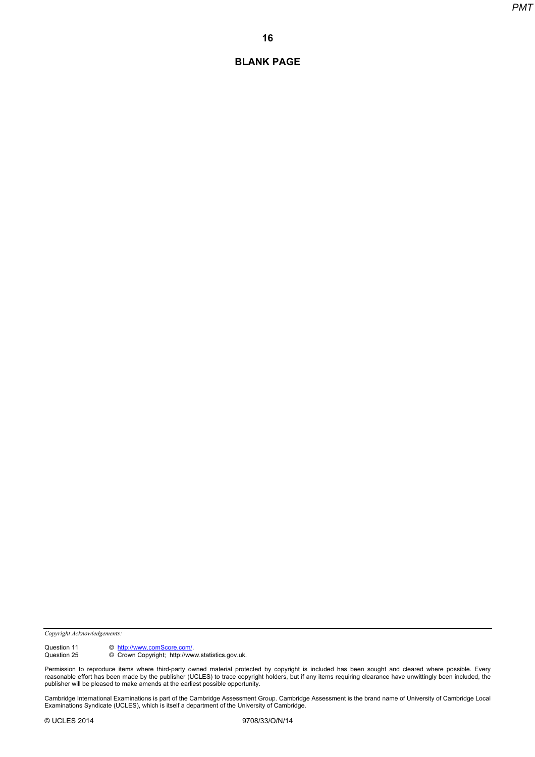**BLANK PAGE**

*Copyright Acknowledgements:*

Question 11 © http://www.comScore.com/.
Question 25 © Crown Copyright; http://www.statistics.gov.uk.

Permission to reproduce items where third-party owned material protected by copyright is included has been sought and cleared where possible. Every reasonable effort has been made by the publisher (UCLES) to trace copyright holders, but if any items requiring clearance have unwittingly been included, the publisher will be pleased to make amends at the earliest possible opportunity.

Cambridge International Examinations is part of the Cambridge Assessment Group. Cambridge Assessment is the brand name of University of Cambridge Local Examinations Syndicate (UCLES), which is itself a department of the University of Cambridge.